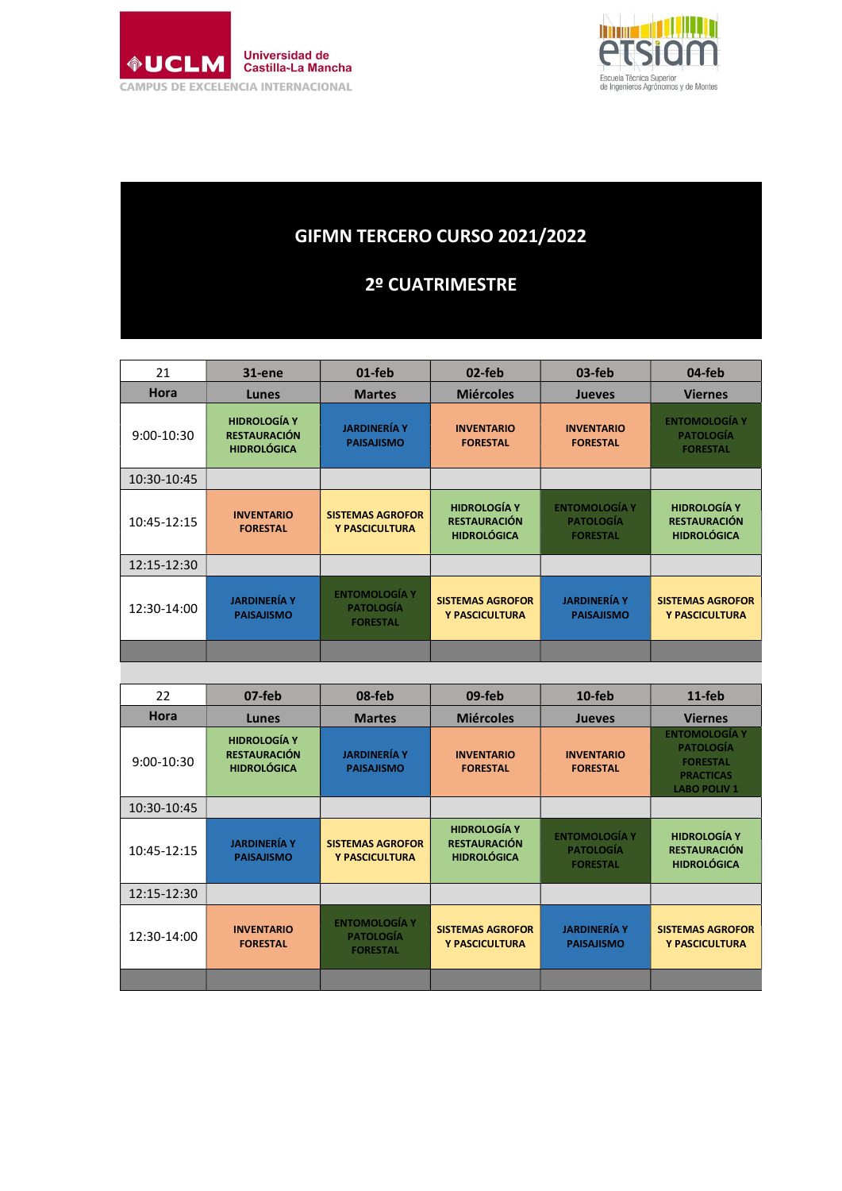Universidad de Castilla-La Mancha
CAMPUS DE EXCELENCIA INTERNACIONAL

etsiam
Escuela Técnica Superior de Ingenieros Agrónomos y de Montes

# GIFMN TERCERO CURSO 2021/2022

## 2º CUATRIMESTRE

| 21 | 31-ene | 01-feb | 02-feb | 03-feb | 04-feb |
|---|---|---|---|---|---|
| **Hora** | **Lunes** | **Martes** | **Miércoles** | **Jueves** | **Viernes** |
| 9:00-10:30 | HIDROLOGÍA Y RESTAURACIÓN HIDROLÓGICA | JARDINERÍA Y PAISAJISMO | INVENTARIO FORESTAL | INVENTARIO FORESTAL | ENTOMOLOGÍA Y PATOLOGÍA FORESTAL |
| 10:30-10:45 | | | | | |
| 10:45-12:15 | INVENTARIO FORESTAL | SISTEMAS AGROFOR Y PASCICULTURA | HIDROLOGÍA Y RESTAURACIÓN HIDROLÓGICA | ENTOMOLOGÍA Y PATOLOGÍA FORESTAL | HIDROLOGÍA Y RESTAURACIÓN HIDROLÓGICA |
| 12:15-12:30 | | | | | |
| 12:30-14:00 | JARDINERÍA Y PAISAJISMO | ENTOMOLOGÍA Y PATOLOGÍA FORESTAL | SISTEMAS AGROFOR Y PASCICULTURA | JARDINERÍA Y PAISAJISMO | SISTEMAS AGROFOR Y PASCICULTURA |

| 22 | 07-feb | 08-feb | 09-feb | 10-feb | 11-feb |
|---|---|---|---|---|---|
| **Hora** | **Lunes** | **Martes** | **Miércoles** | **Jueves** | **Viernes** |
| 9:00-10:30 | HIDROLOGÍA Y RESTAURACIÓN HIDROLÓGICA | JARDINERÍA Y PAISAJISMO | INVENTARIO FORESTAL | INVENTARIO FORESTAL | ENTOMOLOGÍA Y PATOLOGÍA FORESTAL PRACTICAS LABO POLIV 1 |
| 10:30-10:45 | | | | | |
| 10:45-12:15 | JARDINERÍA Y PAISAJISMO | SISTEMAS AGROFOR Y PASCICULTURA | HIDROLOGÍA Y RESTAURACIÓN HIDROLÓGICA | ENTOMOLOGÍA Y PATOLOGÍA FORESTAL | HIDROLOGÍA Y RESTAURACIÓN HIDROLÓGICA |
| 12:15-12:30 | | | | | |
| 12:30-14:00 | INVENTARIO FORESTAL | ENTOMOLOGÍA Y PATOLOGÍA FORESTAL | SISTEMAS AGROFOR Y PASCICULTURA | JARDINERÍA Y PAISAJISMO | SISTEMAS AGROFOR Y PASCICULTURA |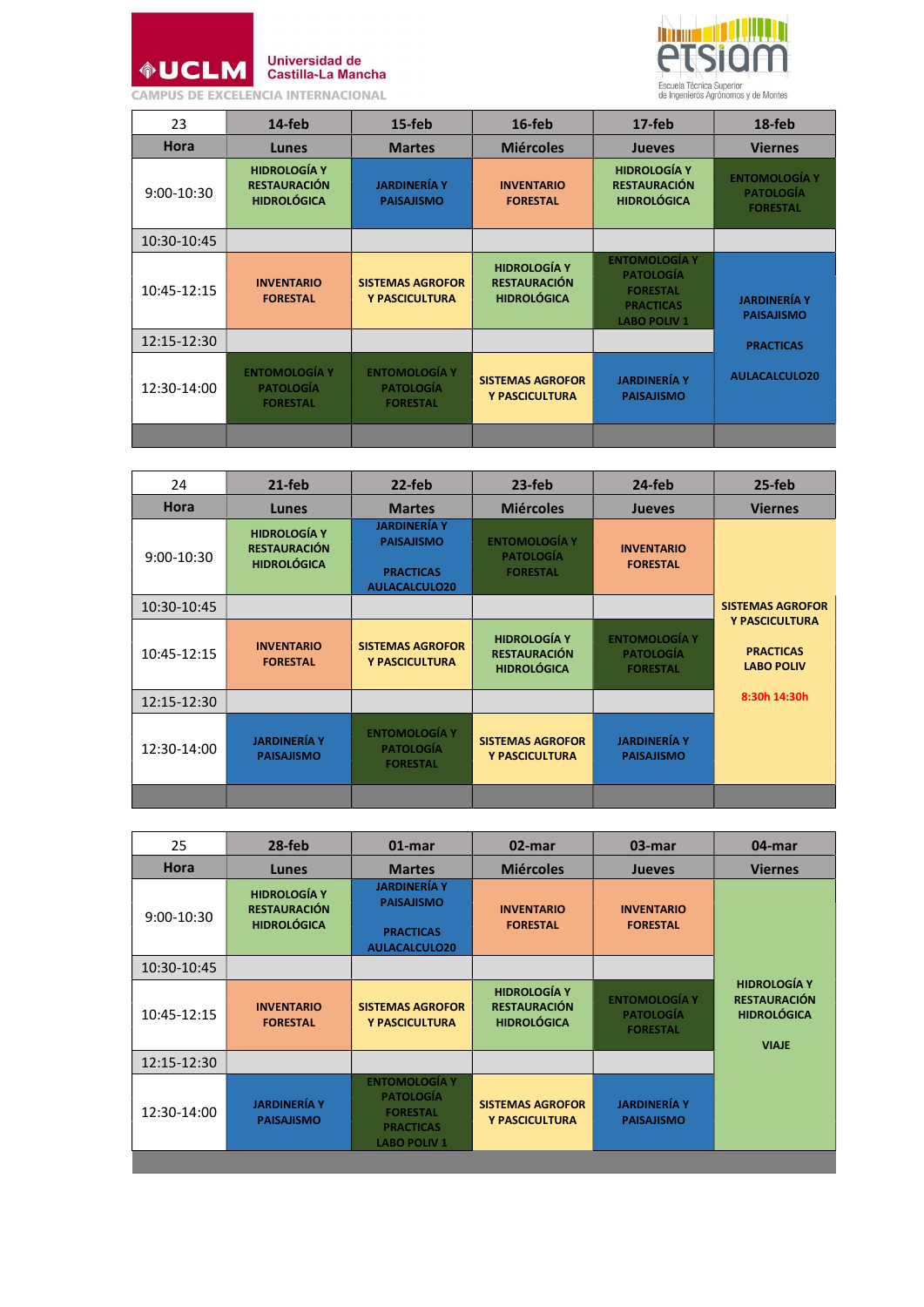| 23 | 14-feb | 15-feb | 16-feb | 17-feb | 18-feb |
|---|---|---|---|---|---|
| **Hora** | **Lunes** | **Martes** | **Miércoles** | **Jueves** | **Viernes** |
| 9:00-10:30 | HIDROLOGÍA Y RESTAURACIÓN HIDROLÓGICA | JARDINERÍA Y PAISAJISMO | INVENTARIO FORESTAL | HIDROLOGÍA Y RESTAURACIÓN HIDROLÓGICA | ENTOMOLOGÍA Y PATOLOGÍA FORESTAL |
| 10:30-10:45 | | | | | |
| 10:45-12:15 | INVENTARIO FORESTAL | SISTEMAS AGROFOR Y PASCICULTURA | HIDROLOGÍA Y RESTAURACIÓN HIDROLÓGICA | ENTOMOLOGÍA Y PATOLOGÍA FORESTAL PRACTICAS LABO POLIV 1 | JARDINERÍA Y PAISAJISMO PRACTICAS AULACALCULO20 |
| 12:15-12:30 | | | | | |
| 12:30-14:00 | ENTOMOLOGÍA Y PATOLOGÍA FORESTAL | ENTOMOLOGÍA Y PATOLOGÍA FORESTAL | SISTEMAS AGROFOR Y PASCICULTURA | JARDINERÍA Y PAISAJISMO | |

| 24 | 21-feb | 22-feb | 23-feb | 24-feb | 25-feb |
|---|---|---|---|---|---|
| **Hora** | **Lunes** | **Martes** | **Miércoles** | **Jueves** | **Viernes** |
| 9:00-10:30 | HIDROLOGÍA Y RESTAURACIÓN HIDROLÓGICA | JARDINERÍA Y PAISAJISMO PRACTICAS AULACALCULO20 | ENTOMOLOGÍA Y PATOLOGÍA FORESTAL | INVENTARIO FORESTAL | SISTEMAS AGROFOR Y PASCICULTURA PRACTICAS LABO POLIV 8:30h 14:30h |
| 10:30-10:45 | | | | | |
| 10:45-12:15 | INVENTARIO FORESTAL | SISTEMAS AGROFOR Y PASCICULTURA | HIDROLOGÍA Y RESTAURACIÓN HIDROLÓGICA | ENTOMOLOGÍA Y PATOLOGÍA FORESTAL | |
| 12:15-12:30 | | | | | |
| 12:30-14:00 | JARDINERÍA Y PAISAJISMO | ENTOMOLOGÍA Y PATOLOGÍA FORESTAL | SISTEMAS AGROFOR Y PASCICULTURA | JARDINERÍA Y PAISAJISMO | |

| 25 | 28-feb | 01-mar | 02-mar | 03-mar | 04-mar |
|---|---|---|---|---|---|
| **Hora** | **Lunes** | **Martes** | **Miércoles** | **Jueves** | **Viernes** |
| 9:00-10:30 | HIDROLOGÍA Y RESTAURACIÓN HIDROLÓGICA | JARDINERÍA Y PAISAJISMO PRACTICAS AULACALCULO20 | INVENTARIO FORESTAL | INVENTARIO FORESTAL | HIDROLOGÍA Y RESTAURACIÓN HIDROLÓGICA VIAJE |
| 10:30-10:45 | | | | | |
| 10:45-12:15 | INVENTARIO FORESTAL | SISTEMAS AGROFOR Y PASCICULTURA | HIDROLOGÍA Y RESTAURACIÓN HIDROLÓGICA | ENTOMOLOGÍA Y PATOLOGÍA FORESTAL | |
| 12:15-12:30 | | | | | |
| 12:30-14:00 | JARDINERÍA Y PAISAJISMO | ENTOMOLOGÍA Y PATOLOGÍA FORESTAL PRACTICAS LABO POLIV 1 | SISTEMAS AGROFOR Y PASCICULTURA | JARDINERÍA Y PAISAJISMO | |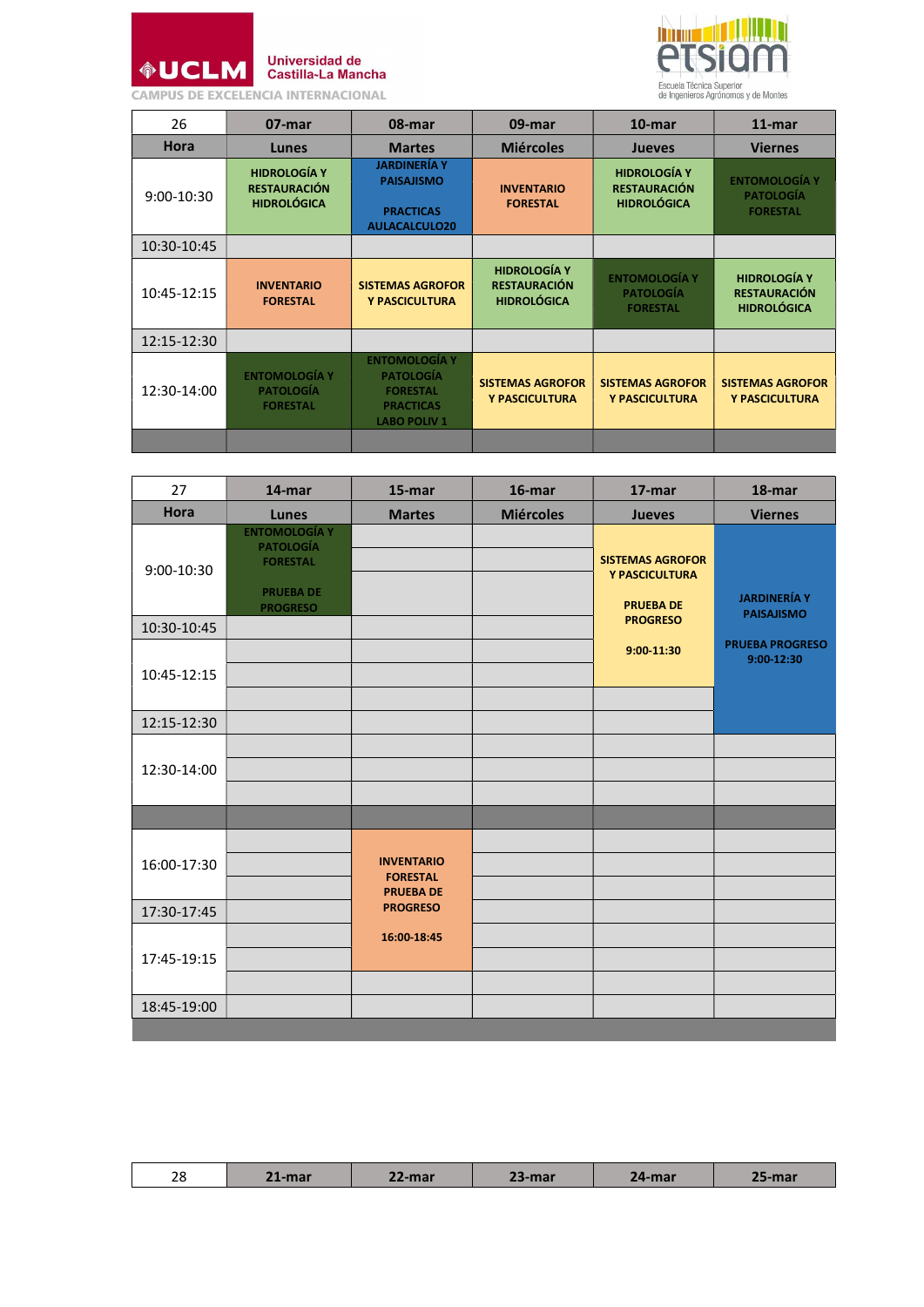Universidad de Castilla-La Mancha

CAMPUS DE EXCELENCIA INTERNACIONAL

etsiam — Escuela Técnica Superior de Ingenieros Agrónomos y de Montes

| 26 | 07-mar | 08-mar | 09-mar | 10-mar | 11-mar |
| --- | --- | --- | --- | --- | --- |
| **Hora** | **Lunes** | **Martes** | **Miércoles** | **Jueves** | **Viernes** |
| 9:00-10:30 | HIDROLOGÍA Y RESTAURACIÓN HIDROLÓGICA | JARDINERÍA Y PAISAJISMO PRACTICAS AULACALCULO20 | INVENTARIO FORESTAL | HIDROLOGÍA Y RESTAURACIÓN HIDROLÓGICA | ENTOMOLOGÍA Y PATOLOGÍA FORESTAL |
| 10:30-10:45 | | | | | |
| 10:45-12:15 | INVENTARIO FORESTAL | SISTEMAS AGROFOR Y PASCICULTURA | HIDROLOGÍA Y RESTAURACIÓN HIDROLÓGICA | ENTOMOLOGÍA Y PATOLOGÍA FORESTAL | HIDROLOGÍA Y RESTAURACIÓN HIDROLÓGICA |
| 12:15-12:30 | | | | | |
| 12:30-14:00 | ENTOMOLOGÍA Y PATOLOGÍA FORESTAL | ENTOMOLOGÍA Y PATOLOGÍA FORESTAL PRACTICAS LABO POLIV 1 | SISTEMAS AGROFOR Y PASCICULTURA | SISTEMAS AGROFOR Y PASCICULTURA | SISTEMAS AGROFOR Y PASCICULTURA |

| 27 | 14-mar | 15-mar | 16-mar | 17-mar | 18-mar |
| --- | --- | --- | --- | --- | --- |
| **Hora** | **Lunes** | **Martes** | **Miércoles** | **Jueves** | **Viernes** |
| 9:00-10:30 | ENTOMOLOGÍA Y PATOLOGÍA FORESTAL PRUEBA DE PROGRESO | | | SISTEMAS AGROFOR Y PASCICULTURA PRUEBA DE PROGRESO 9:00-11:30 | JARDINERÍA Y PAISAJISMO PRUEBA PROGRESO 9:00-12:30 |
| 10:30-10:45 | | | | | |
| 10:45-12:15 | | | | | |
| 12:15-12:30 | | | | | |
| 12:30-14:00 | | | | | |
| 16:00-17:30 | | INVENTARIO FORESTAL PRUEBA DE PROGRESO 16:00-18:45 | | | |
| 17:30-17:45 | | | | | |
| 17:45-19:15 | | | | | |
| 18:45-19:00 | | | | | |

| 28 | 21-mar | 22-mar | 23-mar | 24-mar | 25-mar |
| --- | --- | --- | --- | --- | --- |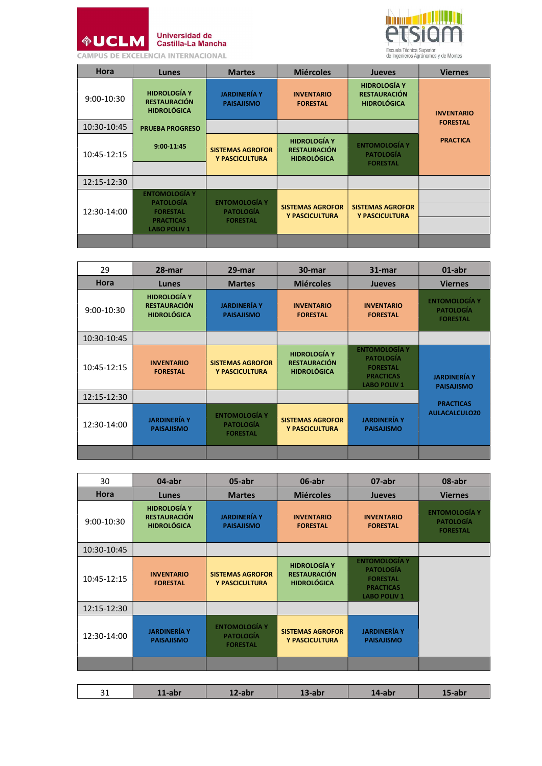Universidad de Castilla-La Mancha
CAMPUS DE EXCELENCIA INTERNACIONAL

etsiam
Escuela Técnica Superior de Ingenieros Agrónomos y de Montes

| Hora | Lunes | Martes | Miércoles | Jueves | Viernes |
|---|---|---|---|---|---|
| 9:00-10:30 | HIDROLOGÍA Y RESTAURACIÓN HIDROLÓGICA | JARDINERÍA Y PAISAJISMO | INVENTARIO FORESTAL | HIDROLOGÍA Y RESTAURACIÓN HIDROLÓGICA | INVENTARIO FORESTAL PRACTICA |
| 10:30-10:45 | PRUEBA PROGRESO 9:00-11:45 | | | | |
| 10:45-12:15 | | SISTEMAS AGROFOR Y PASCICULTURA | HIDROLOGÍA Y RESTAURACIÓN HIDROLÓGICA | ENTOMOLOGÍA Y PATOLOGÍA FORESTAL | |
| 12:15-12:30 | | | | | |
| 12:30-14:00 | ENTOMOLOGÍA Y PATOLOGÍA FORESTAL PRACTICAS LABO POLIV 1 | ENTOMOLOGÍA Y PATOLOGÍA FORESTAL | SISTEMAS AGROFOR Y PASCICULTURA | SISTEMAS AGROFOR Y PASCICULTURA | |

| 29 | 28-mar | 29-mar | 30-mar | 31-mar | 01-abr |
|---|---|---|---|---|---|
| Hora | Lunes | Martes | Miércoles | Jueves | Viernes |
| 9:00-10:30 | HIDROLOGÍA Y RESTAURACIÓN HIDROLÓGICA | JARDINERÍA Y PAISAJISMO | INVENTARIO FORESTAL | INVENTARIO FORESTAL | ENTOMOLOGÍA Y PATOLOGÍA FORESTAL |
| 10:30-10:45 | | | | | |
| 10:45-12:15 | INVENTARIO FORESTAL | SISTEMAS AGROFOR Y PASCICULTURA | HIDROLOGÍA Y RESTAURACIÓN HIDROLÓGICA | ENTOMOLOGÍA Y PATOLOGÍA FORESTAL PRACTICAS LABO POLIV 1 | JARDINERÍA Y PAISAJISMO PRACTICAS AULACALCULO20 |
| 12:15-12:30 | | | | | |
| 12:30-14:00 | JARDINERÍA Y PAISAJISMO | ENTOMOLOGÍA Y PATOLOGÍA FORESTAL | SISTEMAS AGROFOR Y PASCICULTURA | JARDINERÍA Y PAISAJISMO | |

| 30 | 04-abr | 05-abr | 06-abr | 07-abr | 08-abr |
|---|---|---|---|---|---|
| Hora | Lunes | Martes | Miércoles | Jueves | Viernes |
| 9:00-10:30 | HIDROLOGÍA Y RESTAURACIÓN HIDROLÓGICA | JARDINERÍA Y PAISAJISMO | INVENTARIO FORESTAL | INVENTARIO FORESTAL | ENTOMOLOGÍA Y PATOLOGÍA FORESTAL |
| 10:30-10:45 | | | | | |
| 10:45-12:15 | INVENTARIO FORESTAL | SISTEMAS AGROFOR Y PASCICULTURA | HIDROLOGÍA Y RESTAURACIÓN HIDROLÓGICA | ENTOMOLOGÍA Y PATOLOGÍA FORESTAL PRACTICAS LABO POLIV 1 | |
| 12:15-12:30 | | | | | |
| 12:30-14:00 | JARDINERÍA Y PAISAJISMO | ENTOMOLOGÍA Y PATOLOGÍA FORESTAL | SISTEMAS AGROFOR Y PASCICULTURA | JARDINERÍA Y PAISAJISMO | |

| 31 | 11-abr | 12-abr | 13-abr | 14-abr | 15-abr |
|---|---|---|---|---|---|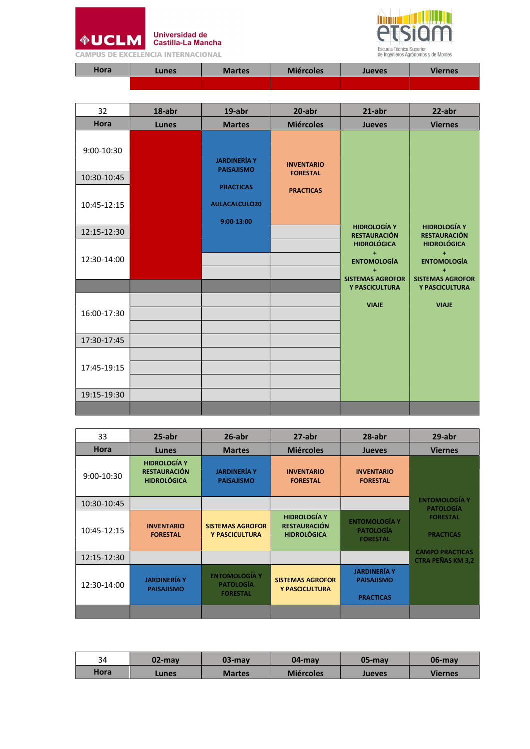| Hora | Lunes | Martes | Miércoles | Jueves | Viernes |
|---|---|---|---|---|---|
| | | | | | |

| 32 | 18-abr | 19-abr | 20-abr | 21-abr | 22-abr |
|---|---|---|---|---|---|
| **Hora** | **Lunes** | **Martes** | **Miércoles** | **Jueves** | **Viernes** |
| 9:00-10:30 | | JARDINERÍA Y PAISAJISMO PRACTICAS AULACALCULO20 9:00-13:00 | INVENTARIO FORESTAL PRACTICAS | HIDROLOGÍA Y RESTAURACIÓN HIDROLÓGICA + ENTOMOLOGÍA + SISTEMAS AGROFOR Y PASCICULTURA VIAJE | HIDROLOGÍA Y RESTAURACIÓN HIDROLÓGICA + ENTOMOLOGÍA + SISTEMAS AGROFOR Y PASCICULTURA VIAJE |
| 10:30-10:45 | | | | | |
| 10:45-12:15 | | | | | |
| 12:15-12:30 | | | | | |
| 12:30-14:00 | | | | | |
| | | | | | |
| 16:00-17:30 | | | | | |
| 17:30-17:45 | | | | | |
| 17:45-19:15 | | | | | |
| 19:15-19:30 | | | | | |

| 33 | 25-abr | 26-abr | 27-abr | 28-abr | 29-abr |
|---|---|---|---|---|---|
| **Hora** | **Lunes** | **Martes** | **Miércoles** | **Jueves** | **Viernes** |
| 9:00-10:30 | HIDROLOGÍA Y RESTAURACIÓN HIDROLÓGICA | JARDINERÍA Y PAISAJISMO | INVENTARIO FORESTAL | INVENTARIO FORESTAL | ENTOMOLOGÍA Y PATOLOGÍA FORESTAL PRACTICAS CAMPO PRACTICAS CTRA PEÑAS KM 3,2 |
| 10:30-10:45 | | | | | |
| 10:45-12:15 | INVENTARIO FORESTAL | SISTEMAS AGROFOR Y PASCICULTURA | HIDROLOGÍA Y RESTAURACIÓN HIDROLÓGICA | ENTOMOLOGÍA Y PATOLOGÍA FORESTAL | |
| 12:15-12:30 | | | | | |
| 12:30-14:00 | JARDINERÍA Y PAISAJISMO | ENTOMOLOGÍA Y PATOLOGÍA FORESTAL | SISTEMAS AGROFOR Y PASCICULTURA | JARDINERÍA Y PAISAJISMO PRACTICAS | |

| 34 | 02-may | 03-may | 04-may | 05-may | 06-may |
|---|---|---|---|---|---|
| **Hora** | **Lunes** | **Martes** | **Miércoles** | **Jueves** | **Viernes** |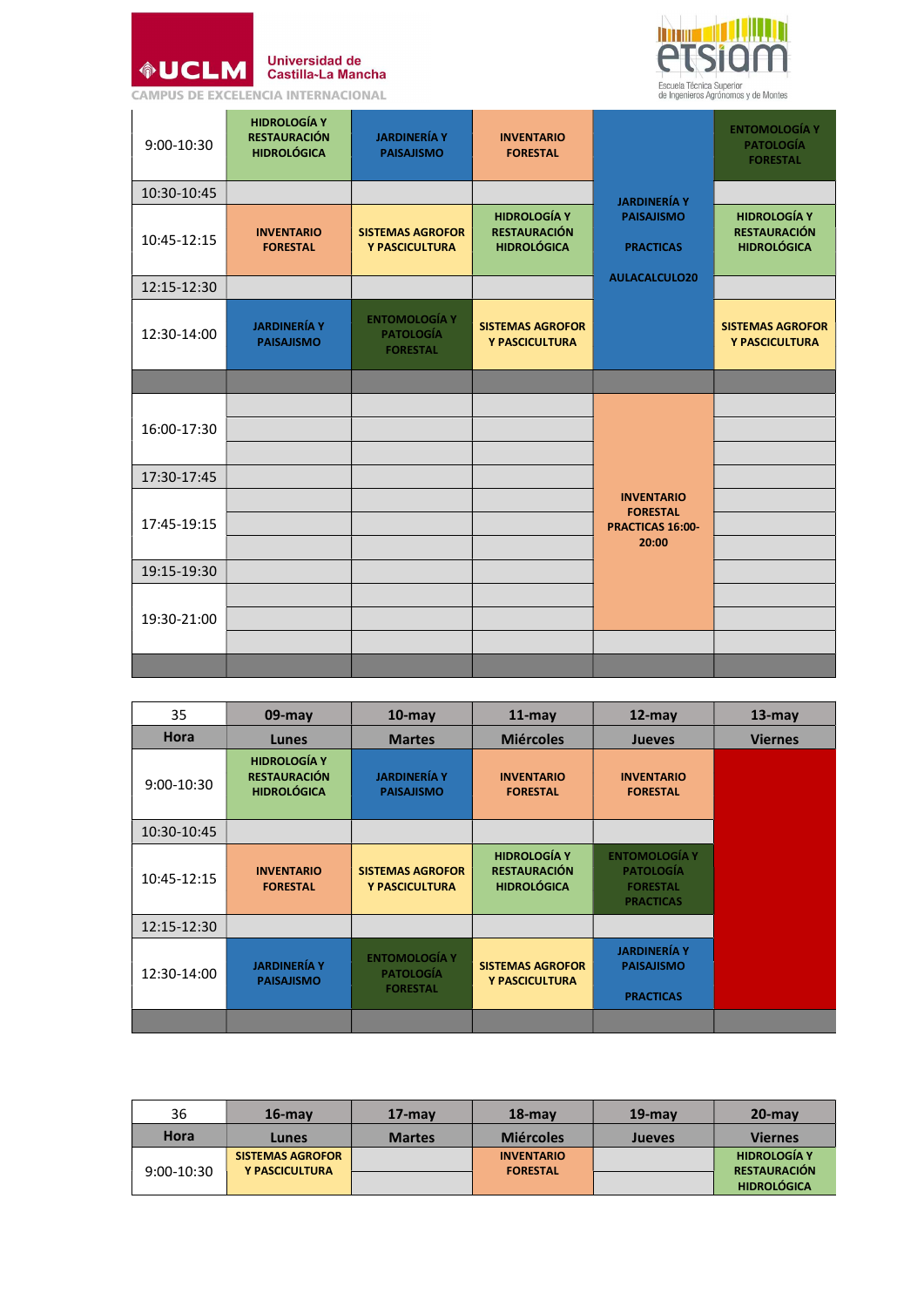Universidad de Castilla-La Mancha

CAMPUS DE EXCELENCIA INTERNACIONAL

etsiam — Escuela Técnica Superior de Ingenieros Agrónomos y de Montes

| | | | | | |
|---|---|---|---|---|---|
| 9:00-10:30 | HIDROLOGÍA Y RESTAURACIÓN HIDROLÓGICA | JARDINERÍA Y PAISAJISMO | INVENTARIO FORESTAL | JARDINERÍA Y PAISAJISMO PRACTICAS AULACALCULO20 | ENTOMOLOGÍA Y PATOLOGÍA FORESTAL |
| 10:30-10:45 | | | | | |
| 10:45-12:15 | INVENTARIO FORESTAL | SISTEMAS AGROFOR Y PASCICULTURA | HIDROLOGÍA Y RESTAURACIÓN HIDROLÓGICA | | HIDROLOGÍA Y RESTAURACIÓN HIDROLÓGICA |
| 12:15-12:30 | | | | | |
| 12:30-14:00 | JARDINERÍA Y PAISAJISMO | ENTOMOLOGÍA Y PATOLOGÍA FORESTAL | SISTEMAS AGROFOR Y PASCICULTURA | | SISTEMAS AGROFOR Y PASCICULTURA |
| | | | | | |
| 16:00-17:30 | | | | INVENTARIO FORESTAL PRACTICAS 16:00-20:00 | |
| 17:30-17:45 | | | | | |
| 17:45-19:15 | | | | | |
| 19:15-19:30 | | | | | |
| 19:30-21:00 | | | | | |

| 35 | 09-may | 10-may | 11-may | 12-may | 13-may |
|---|---|---|---|---|---|
| Hora | Lunes | Martes | Miércoles | Jueves | Viernes |
| 9:00-10:30 | HIDROLOGÍA Y RESTAURACIÓN HIDROLÓGICA | JARDINERÍA Y PAISAJISMO | INVENTARIO FORESTAL | INVENTARIO FORESTAL | |
| 10:30-10:45 | | | | | |
| 10:45-12:15 | INVENTARIO FORESTAL | SISTEMAS AGROFOR Y PASCICULTURA | HIDROLOGÍA Y RESTAURACIÓN HIDROLÓGICA | ENTOMOLOGÍA Y PATOLOGÍA FORESTAL PRACTICAS | |
| 12:15-12:30 | | | | | |
| 12:30-14:00 | JARDINERÍA Y PAISAJISMO | ENTOMOLOGÍA Y PATOLOGÍA FORESTAL | SISTEMAS AGROFOR Y PASCICULTURA | JARDINERÍA Y PAISAJISMO PRACTICAS | |

| 36 | 16-may | 17-may | 18-may | 19-may | 20-may |
|---|---|---|---|---|---|
| Hora | Lunes | Martes | Miércoles | Jueves | Viernes |
| 9:00-10:30 | SISTEMAS AGROFOR Y PASCICULTURA | | INVENTARIO FORESTAL | | HIDROLOGÍA Y RESTAURACIÓN HIDROLÓGICA |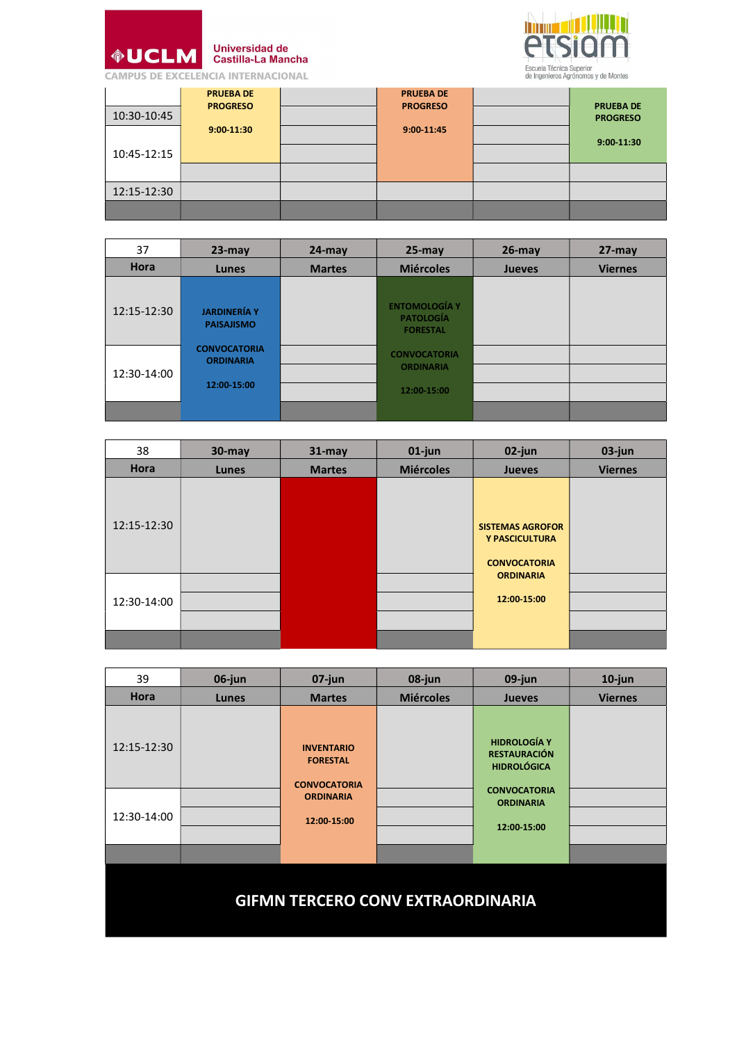| | | | | | |
|---|---|---|---|---|---|
| | **PRUEBA DE PROGRESO** **9:00-11:30** | | **PRUEBA DE PROGRESO** **9:00-11:45** | | **PRUEBA DE PROGRESO** **9:00-11:30** |
| 10:30-10:45 | | | | | |
| 10:45-12:15 | | | | | |
| 12:15-12:30 | | | | | |

| 37 | 23-may | 24-may | 25-may | 26-may | 27-may |
|---|---|---|---|---|---|
| **Hora** | **Lunes** | **Martes** | **Miércoles** | **Jueves** | **Viernes** |
| 12:15-12:30 | **JARDINERÍA Y PAISAJISMO** **CONVOCATORIA ORDINARIA** **12:00-15:00** | | **ENTOMOLOGÍA Y PATOLOGÍA FORESTAL** **CONVOCATORIA ORDINARIA** **12:00-15:00** | | |
| 12:30-14:00 | | | | | |

| 38 | 30-may | 31-may | 01-jun | 02-jun | 03-jun |
|---|---|---|---|---|---|
| **Hora** | **Lunes** | **Martes** | **Miércoles** | **Jueves** | **Viernes** |
| 12:15-12:30 | | | | **SISTEMAS AGROFOR Y PASCICULTURA** **CONVOCATORIA ORDINARIA** **12:00-15:00** | |
| 12:30-14:00 | | | | | |

| 39 | 06-jun | 07-jun | 08-jun | 09-jun | 10-jun |
|---|---|---|---|---|---|
| **Hora** | **Lunes** | **Martes** | **Miércoles** | **Jueves** | **Viernes** |
| 12:15-12:30 | | **INVENTARIO FORESTAL** **CONVOCATORIA ORDINARIA** **12:00-15:00** | | **HIDROLOGÍA Y RESTAURACIÓN HIDROLÓGICA** **CONVOCATORIA ORDINARIA** **12:00-15:00** | |
| 12:30-14:00 | | | | | |

## GIFMN TERCERO CONV EXTRAORDINARIA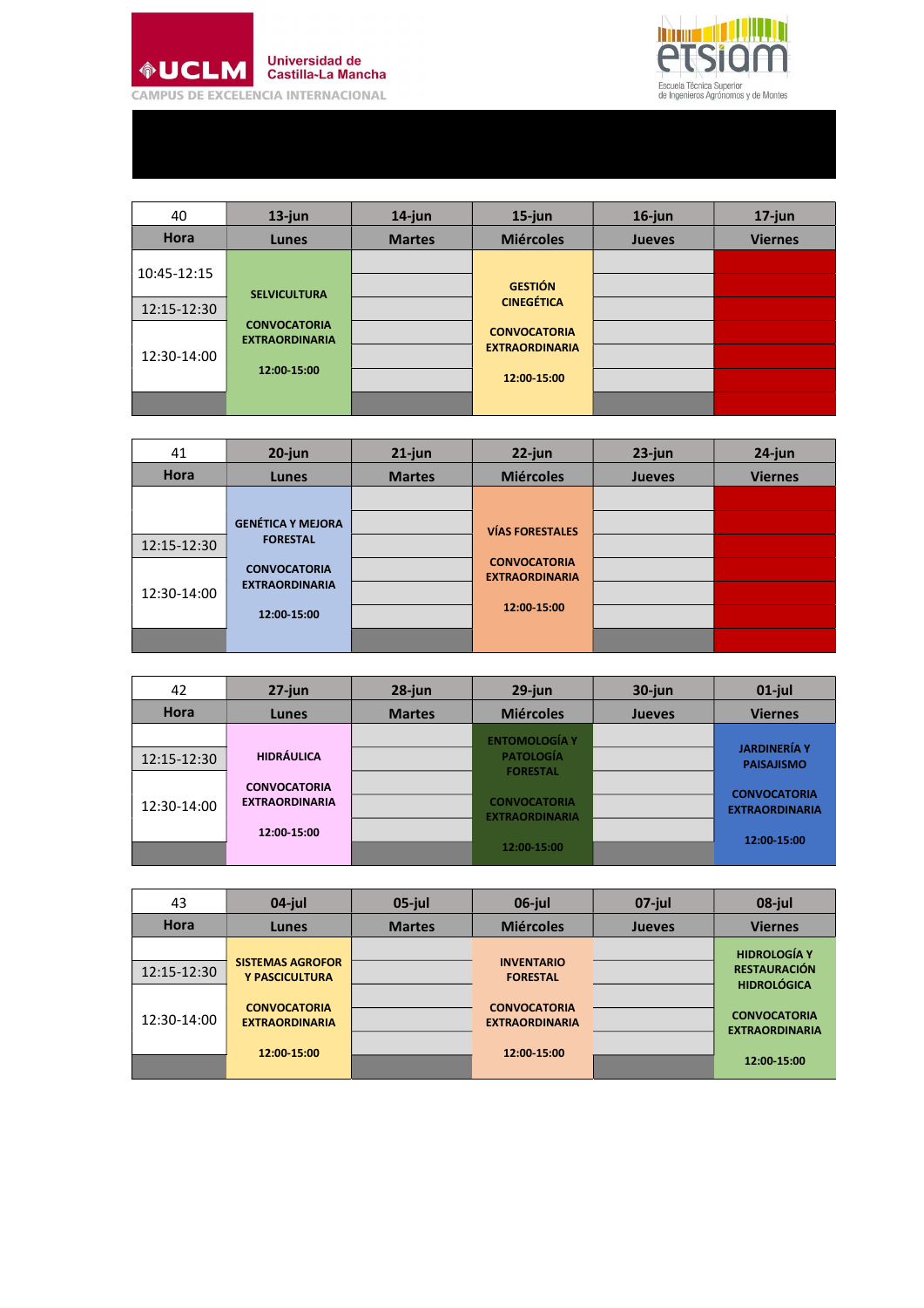Universidad de Castilla-La Mancha

CAMPUS DE EXCELENCIA INTERNACIONAL

etsiam

Escuela Técnica Superior de Ingenieros Agrónomos y de Montes

| 40 | 13-jun | 14-jun | 15-jun | 16-jun | 17-jun |
|---|---|---|---|---|---|
| Hora | Lunes | Martes | Miércoles | Jueves | Viernes |
| 10:45-12:15 | SELVICULTURA CONVOCATORIA EXTRAORDINARIA 12:00-15:00 | | GESTIÓN CINEGÉTICA CONVOCATORIA EXTRAORDINARIA 12:00-15:00 | | |
| 12:15-12:30 | | | | | |
| 12:30-14:00 | | | | | |

| 41 | 20-jun | 21-jun | 22-jun | 23-jun | 24-jun |
|---|---|---|---|---|---|
| Hora | Lunes | Martes | Miércoles | Jueves | Viernes |
| | GENÉTICA Y MEJORA FORESTAL CONVOCATORIA EXTRAORDINARIA 12:00-15:00 | | VÍAS FORESTALES CONVOCATORIA EXTRAORDINARIA 12:00-15:00 | | |
| 12:15-12:30 | | | | | |
| 12:30-14:00 | | | | | |

| 42 | 27-jun | 28-jun | 29-jun | 30-jun | 01-jul |
|---|---|---|---|---|---|
| Hora | Lunes | Martes | Miércoles | Jueves | Viernes |
| | HIDRÁULICA CONVOCATORIA EXTRAORDINARIA 12:00-15:00 | | ENTOMOLOGÍA Y PATOLOGÍA FORESTAL CONVOCATORIA EXTRAORDINARIA 12:00-15:00 | | JARDINERÍA Y PAISAJISMO CONVOCATORIA EXTRAORDINARIA 12:00-15:00 |
| 12:15-12:30 | | | | | |
| 12:30-14:00 | | | | | |

| 43 | 04-jul | 05-jul | 06-jul | 07-jul | 08-jul |
|---|---|---|---|---|---|
| Hora | Lunes | Martes | Miércoles | Jueves | Viernes |
| | SISTEMAS AGROFOR Y PASCICULTURA CONVOCATORIA EXTRAORDINARIA 12:00-15:00 | | INVENTARIO FORESTAL CONVOCATORIA EXTRAORDINARIA 12:00-15:00 | | HIDROLOGÍA Y RESTAURACIÓN HIDROLÓGICA CONVOCATORIA EXTRAORDINARIA 12:00-15:00 |
| 12:15-12:30 | | | | | |
| 12:30-14:00 | | | | | |